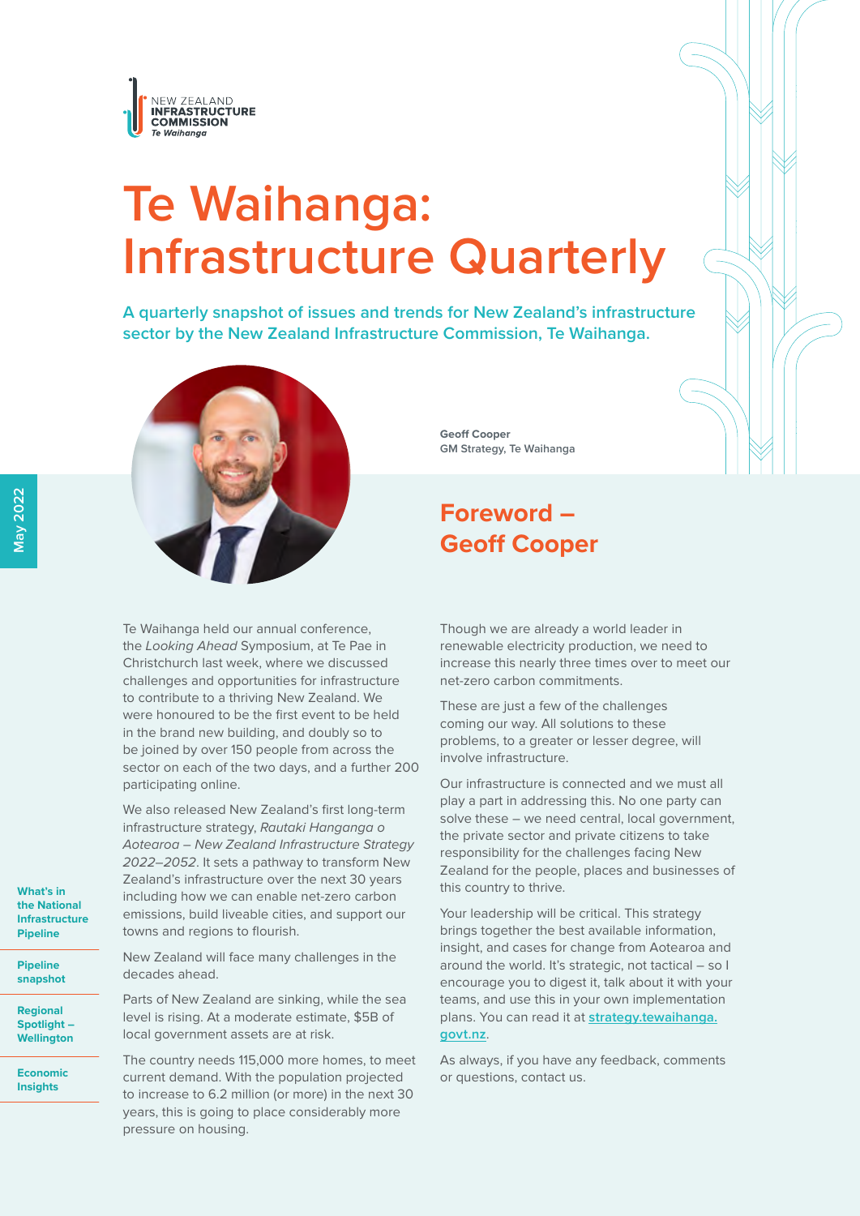NEW ZEALAND **INFRASTRUCTURE COMMISSION** *Te Waihanga*

# Te Waihanga: Infrastructure Quarterly

**A quarterly snapshot of issues and trends for New Zealand's infrastructure sector by the New Zealand Infrastructure Commission, Te Waihanga.**

May 2022

**Geoff Cooper**
**GM Strategy, Te Waihanga**

## Foreword – Geoff Cooper

Te Waihanga held our annual conference, the *Looking Ahead* Symposium, at Te Pae in Christchurch last week, where we discussed challenges and opportunities for infrastructure to contribute to a thriving New Zealand. We were honoured to be the first event to be held in the brand new building, and doubly so to be joined by over 150 people from across the sector on each of the two days, and a further 200 participating online.

We also released New Zealand's first long-term infrastructure strategy, *Rautaki Hanganga o Aotearoa – New Zealand Infrastructure Strategy 2022–2052*. It sets a pathway to transform New Zealand's infrastructure over the next 30 years including how we can enable net-zero carbon emissions, build liveable cities, and support our towns and regions to flourish.

New Zealand will face many challenges in the decades ahead.

Parts of New Zealand are sinking, while the sea level is rising. At a moderate estimate, $5B of local government assets are at risk.

The country needs 115,000 more homes, to meet current demand. With the population projected to increase to 6.2 million (or more) in the next 30 years, this is going to place considerably more pressure on housing.

Though we are already a world leader in renewable electricity production, we need to increase this nearly three times over to meet our net-zero carbon commitments.

These are just a few of the challenges coming our way. All solutions to these problems, to a greater or lesser degree, will involve infrastructure.

Our infrastructure is connected and we must all play a part in addressing this. No one party can solve these – we need central, local government, the private sector and private citizens to take responsibility for the challenges facing New Zealand for the people, places and businesses of this country to thrive.

Your leadership will be critical. This strategy brings together the best available information, insight, and cases for change from Aotearoa and around the world. It's strategic, not tactical – so I encourage you to digest it, talk about it with your teams, and use this in your own implementation plans. You can read it at [strategy.tewaihanga.govt.nz](strategy.tewaihanga.govt.nz).

As always, if you have any feedback, comments or questions, contact us.

**What's in the National Infrastructure Pipeline**

**Pipeline snapshot**

**Regional Spotlight – Wellington**

**Economic Insights**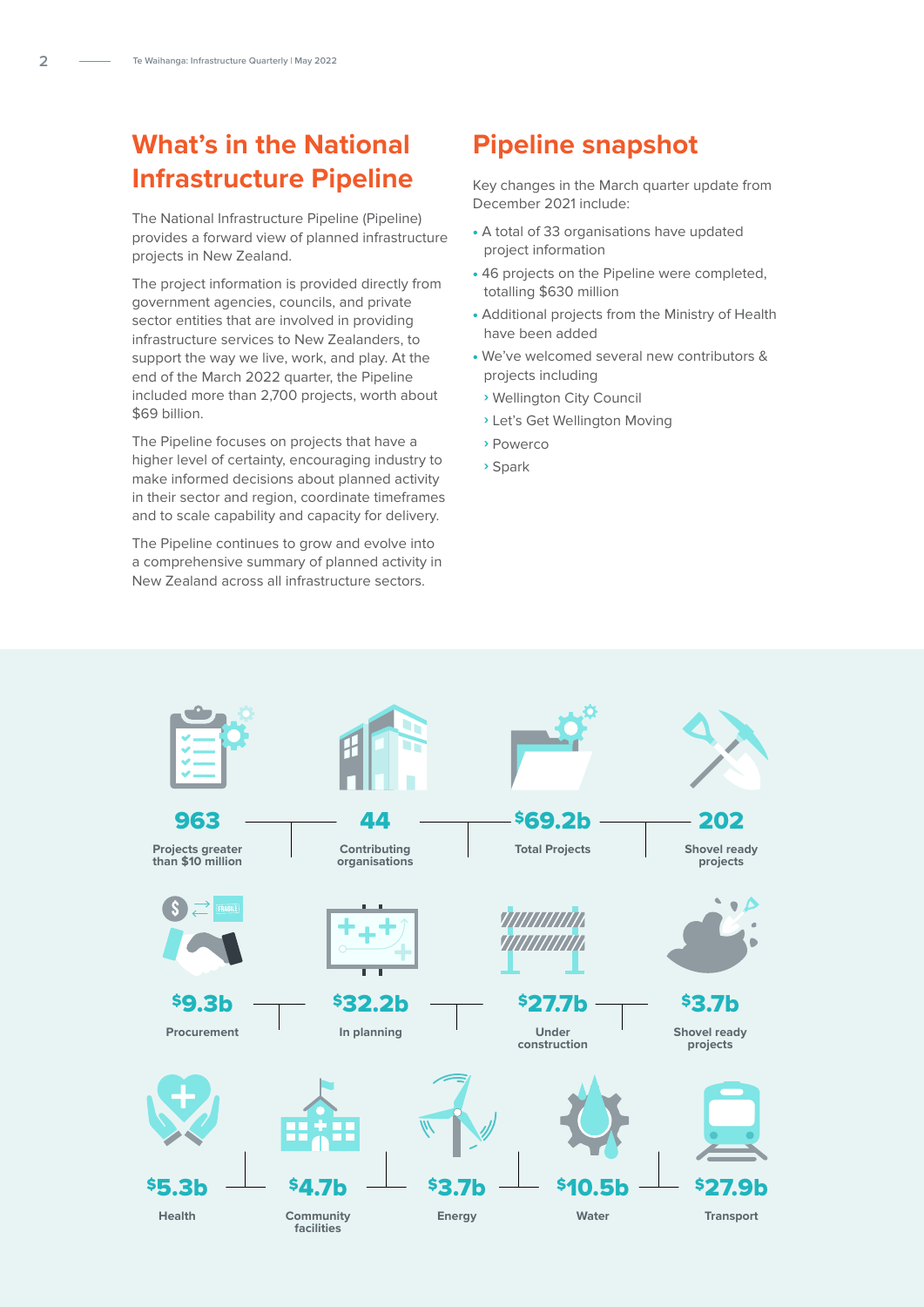## What's in the National Infrastructure Pipeline

The National Infrastructure Pipeline (Pipeline) provides a forward view of planned infrastructure projects in New Zealand.

The project information is provided directly from government agencies, councils, and private sector entities that are involved in providing infrastructure services to New Zealanders, to support the way we live, work, and play. At the end of the March 2022 quarter, the Pipeline included more than 2,700 projects, worth about $69 billion.

The Pipeline focuses on projects that have a higher level of certainty, encouraging industry to make informed decisions about planned activity in their sector and region, coordinate timeframes and to scale capability and capacity for delivery.

The Pipeline continues to grow and evolve into a comprehensive summary of planned activity in New Zealand across all infrastructure sectors.

## Pipeline snapshot

Key changes in the March quarter update from December 2021 include:

- A total of 33 organisations have updated project information
- 46 projects on the Pipeline were completed, totalling $630 million
- Additional projects from the Ministry of Health have been added
- We've welcomed several new contributors & projects including
  - Wellington City Council
  - Let's Get Wellington Moving
  - Powerco
  - Spark

**963** Projects greater than $10 million

**44** Contributing organisations

**$69.2b** Total Projects

**202** Shovel ready projects

**$9.3b** Procurement

**$32.2b** In planning

**$27.7b** Under construction

**$3.7b** Shovel ready projects

**$5.3b** Health

**$4.7b** Community facilities

**$3.7b** Energy

**$10.5b** Water

**$27.9b** Transport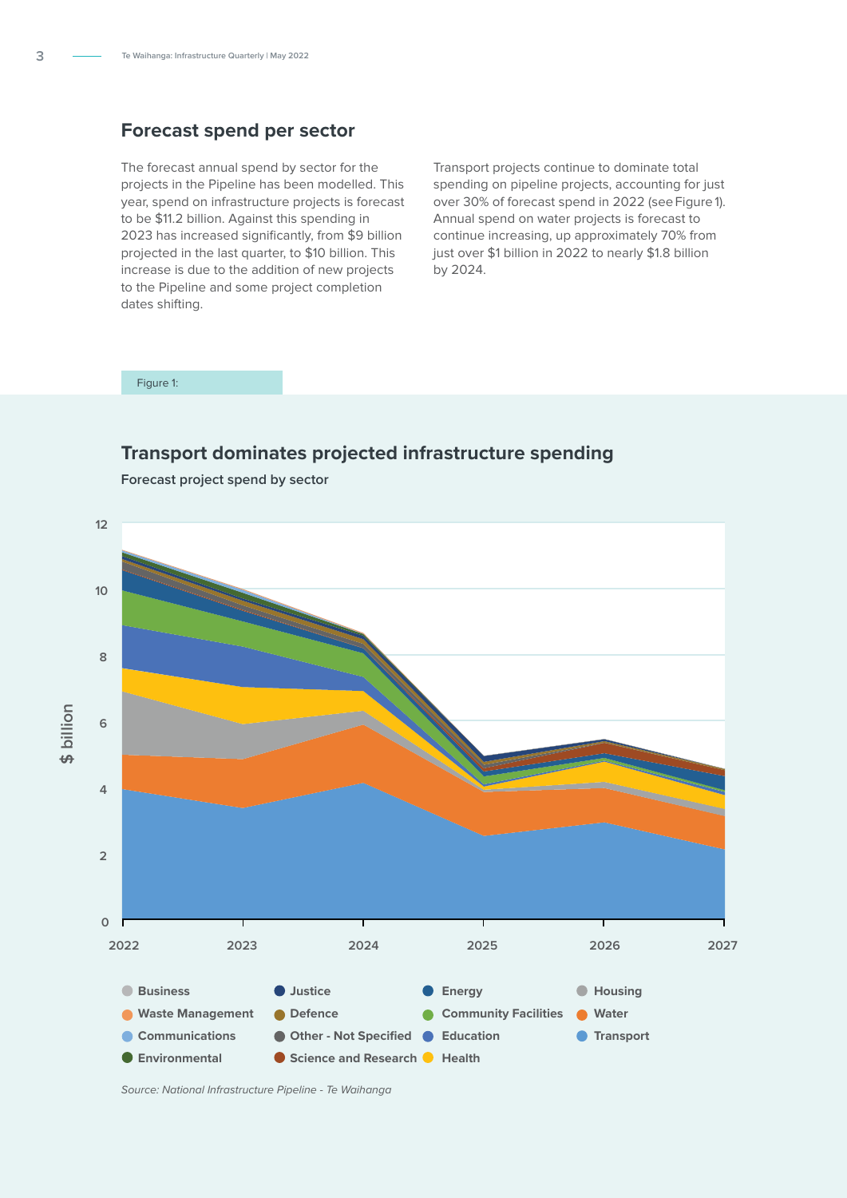## Forecast spend per sector

The forecast annual spend by sector for the projects in the Pipeline has been modelled. This year, spend on infrastructure projects is forecast to be $11.2 billion. Against this spending in 2023 has increased significantly, from $9 billion projected in the last quarter, to $10 billion. This increase is due to the addition of new projects to the Pipeline and some project completion dates shifting.

Transport projects continue to dominate total spending on pipeline projects, accounting for just over 30% of forecast spend in 2022 (see Figure 1). Annual spend on water projects is forecast to continue increasing, up approximately 70% from just over $1 billion in 2022 to nearly $1.8 billion by 2024.

Figure 1:

### Transport dominates projected infrastructure spending

Forecast project spend by sector

Legend: Business, Justice, Energy, Housing, Waste Management, Defence, Community Facilities, Water, Communications, Other - Not Specified, Education, Transport, Environmental, Science and Research, Health

*Source: National Infrastructure Pipeline - Te Waihanga*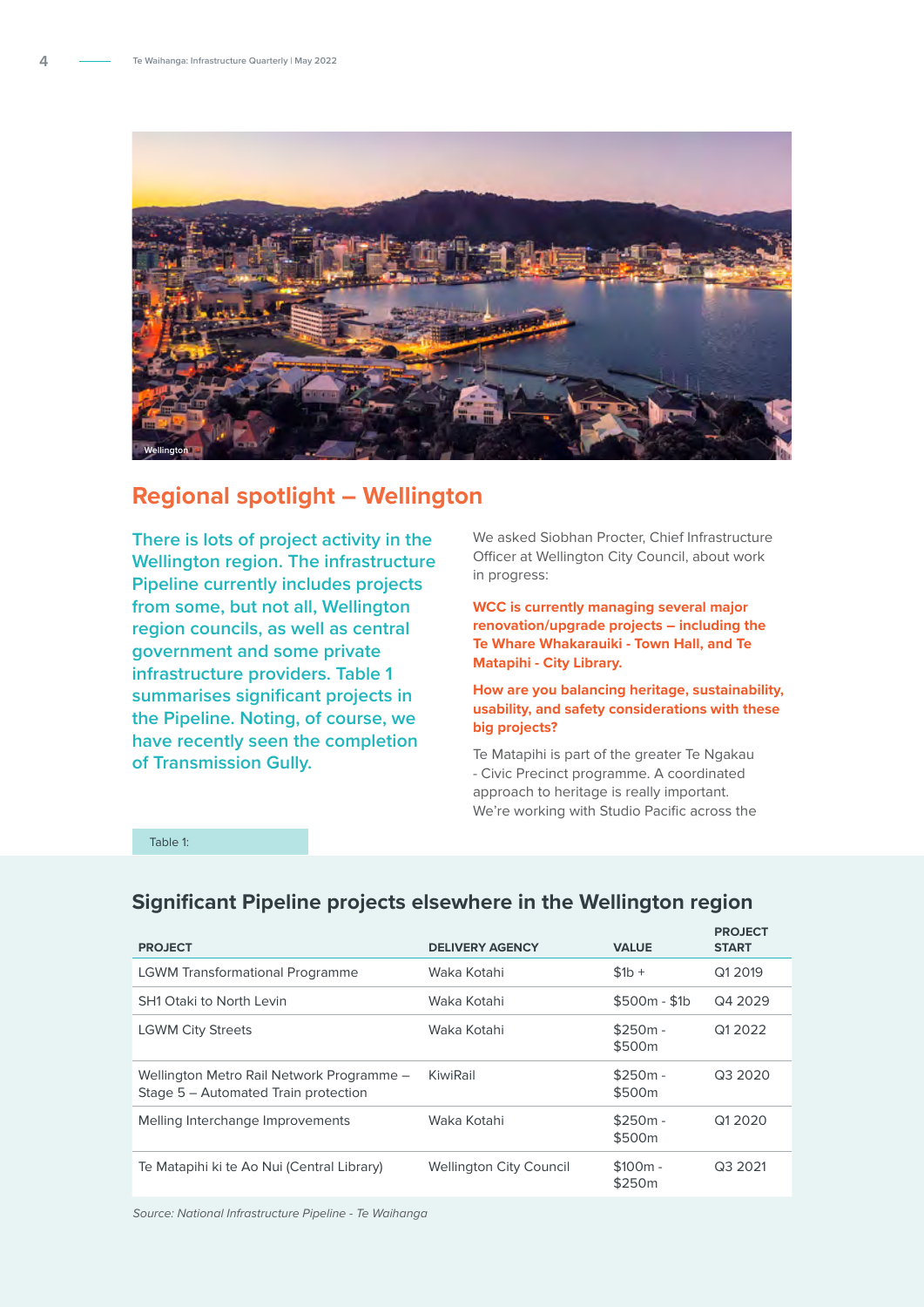Wellington

## Regional spotlight – Wellington

**There is lots of project activity in the Wellington region. The infrastructure Pipeline currently includes projects from some, but not all, Wellington region councils, as well as central government and some private infrastructure providers. Table 1 summarises significant projects in the Pipeline. Noting, of course, we have recently seen the completion of Transmission Gully.**

We asked Siobhan Procter, Chief Infrastructure Officer at Wellington City Council, about work in progress:

**WCC is currently managing several major renovation/upgrade projects – including the Te Whare Whakarauiki - Town Hall, and Te Matapihi - City Library.**

**How are you balancing heritage, sustainability, usability, and safety considerations with these big projects?**

Te Matapihi is part of the greater Te Ngakau - Civic Precinct programme. A coordinated approach to heritage is really important. We're working with Studio Pacific across the

Table 1:

### Significant Pipeline projects elsewhere in the Wellington region

| PROJECT | DELIVERY AGENCY | VALUE | PROJECT START |
|---|---|---|---|
| LGWM Transformational Programme | Waka Kotahi | $1b + | Q1 2019 |
| SH1 Otaki to North Levin | Waka Kotahi | $500m - $1b | Q4 2029 |
| LGWM City Streets | Waka Kotahi | $250m - $500m | Q1 2022 |
| Wellington Metro Rail Network Programme – Stage 5 – Automated Train protection | KiwiRail | $250m - $500m | Q3 2020 |
| Melling Interchange Improvements | Waka Kotahi | $250m - $500m | Q1 2020 |
| Te Matapihi ki te Ao Nui (Central Library) | Wellington City Council | $100m - $250m | Q3 2021 |

*Source: National Infrastructure Pipeline - Te Waihanga*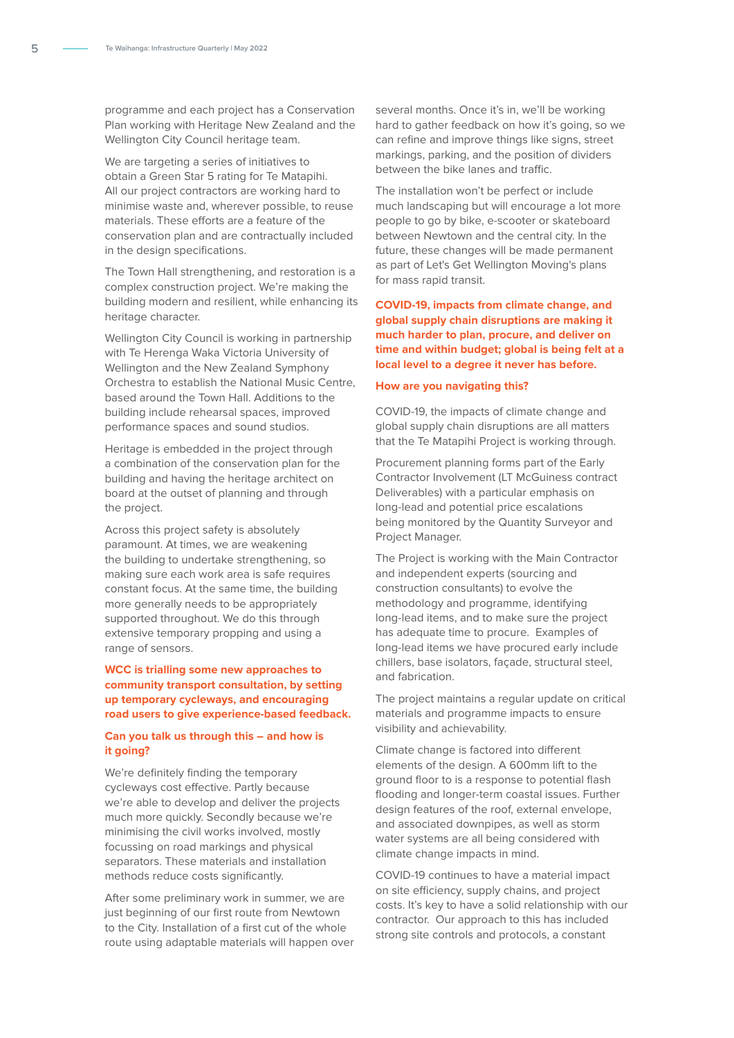programme and each project has a Conservation Plan working with Heritage New Zealand and the Wellington City Council heritage team.

We are targeting a series of initiatives to obtain a Green Star 5 rating for Te Matapihi. All our project contractors are working hard to minimise waste and, wherever possible, to reuse materials. These efforts are a feature of the conservation plan and are contractually included in the design specifications.

The Town Hall strengthening, and restoration is a complex construction project. We're making the building modern and resilient, while enhancing its heritage character.

Wellington City Council is working in partnership with Te Herenga Waka Victoria University of Wellington and the New Zealand Symphony Orchestra to establish the National Music Centre, based around the Town Hall. Additions to the building include extensive rehearsal spaces, improved performance spaces and sound studios.

Heritage is embedded in the project through a combination of the conservation plan for the building and having the heritage architect on board at the outset of planning and through the project.

Across this project safety is absolutely paramount. At times, we are weakening the building to undertake strengthening, so making sure each work area is safe requires constant focus. At the same time, the building more generally needs to be appropriately supported throughout. We do this through extensive temporary propping and using a range of sensors.

**WCC is trialling some new approaches to community transport consultation, by setting up temporary cycleways, and encouraging road users to give experience-based feedback.**

**Can you talk us through this – and how is it going?**

We're definitely finding the temporary cycleways cost effective. Partly because we're able to develop and deliver the projects much more quickly. Secondly because we're minimising the civil works involved, mostly focussing on road markings and physical separators. These materials and installation methods reduce costs significantly.

After some preliminary work in summer, we are just beginning of our first route from Newtown to the City. Installation of a first cut of the whole route using adaptable materials will happen over several months. Once it's in, we'll be working hard to gather feedback on how it's going, so we can refine and improve things like signs, street markings, parking, and the position of dividers between the bike lanes and traffic.

The installation won't be perfect or include much landscaping but will encourage a lot more people to go by bike, e-scooter or skateboard between Newtown and the central city. In the future, these changes will be made permanent as part of Let's Get Wellington Moving's plans for mass rapid transit.

**COVID-19, impacts from climate change, and global supply chain disruptions are making it much harder to plan, procure, and deliver on time and within budget; global is being felt at a local level to a degree it never has before.**

**How are you navigating this?**

COVID-19, the impacts of climate change and global supply chain disruptions are all matters that the Te Matapihi Project is working through.

Procurement planning forms part of the Early Contractor Involvement (LT McGuiness contract Deliverables) with a particular emphasis on long-lead and potential price escalations being monitored by the Quantity Surveyor and Project Manager.

The Project is working with the Main Contractor and independent experts (sourcing and construction consultants) to evolve the methodology and programme, identifying long-lead items, and to make sure the project has adequate time to procure. Examples of long-lead items we have procured early include chillers, base isolators, façade, structural steel, and fabrication.

The project maintains a regular update on critical materials and programme impacts to ensure visibility and achievability.

Climate change is factored into different elements of the design. A 600mm lift to the ground floor to is a response to potential flash flooding and longer-term coastal issues. Further design features of the roof, external envelope, and associated downpipes, as well as storm water systems are all being considered with climate change impacts in mind.

COVID-19 continues to have a material impact on site efficiency, supply chains, and project costs. It's key to have a solid relationship with our contractor. Our approach to this has included strong site controls and protocols, a constant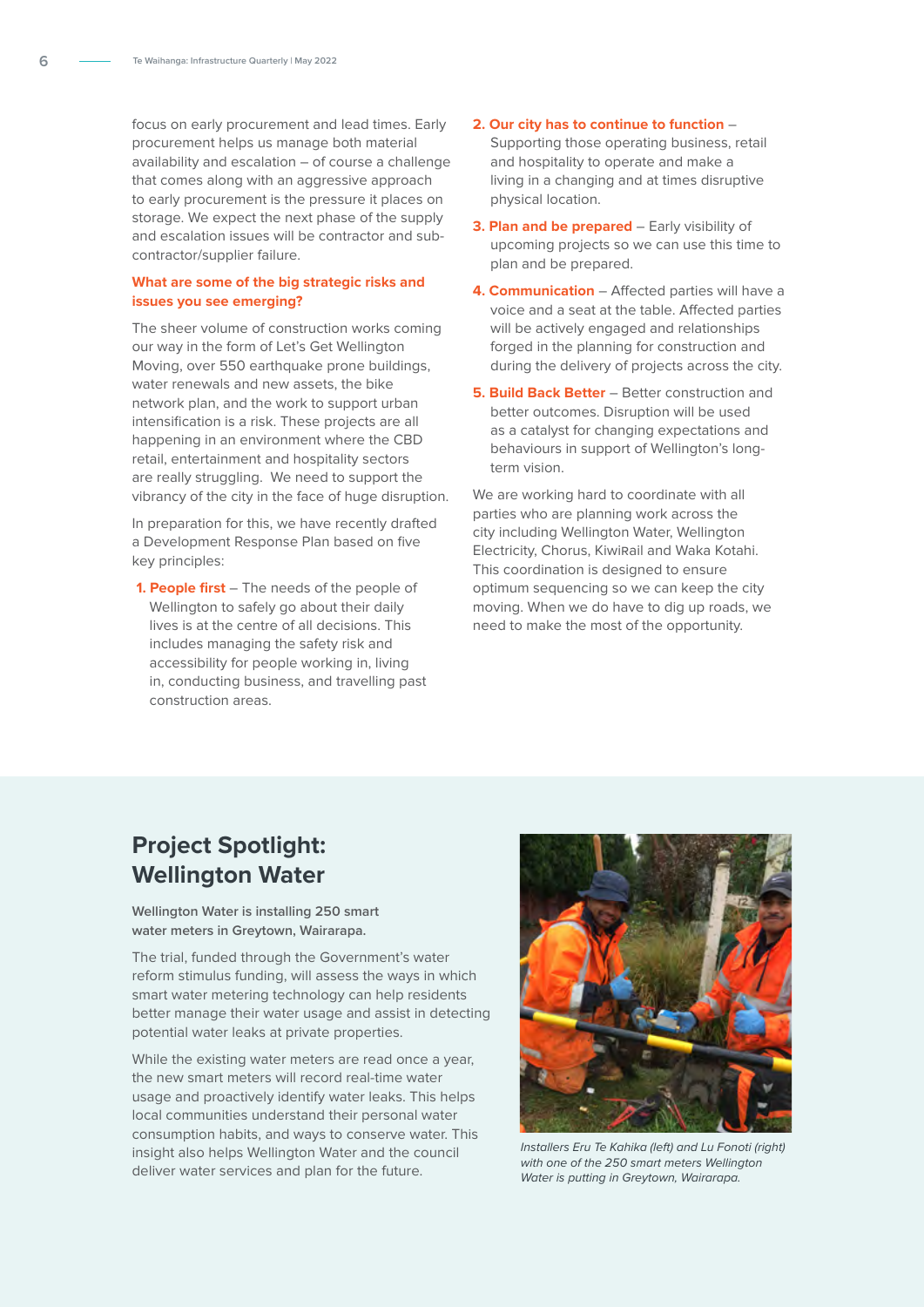focus on early procurement and lead times. Early procurement helps us manage both material availability and escalation – of course a challenge that comes along with an aggressive approach to early procurement is the pressure it places on storage. We expect the next phase of the supply and escalation issues will be contractor and sub-contractor/supplier failure.

### What are some of the big strategic risks and issues you see emerging?

The sheer volume of construction works coming our way in the form of Let's Get Wellington Moving, over 550 earthquake prone buildings, water renewals and new assets, the bike network plan, and the work to support urban intensification is a risk. These projects are all happening in an environment where the CBD retail, entertainment and hospitality sectors are really struggling. We need to support the vibrancy of the city in the face of huge disruption.

In preparation for this, we have recently drafted a Development Response Plan based on five key principles:

1. **People first** – The needs of the people of Wellington to safely go about their daily lives is at the centre of all decisions. This includes managing the safety risk and accessibility for people working in, living in, conducting business, and travelling past construction areas.
2. **Our city has to continue to function** – Supporting those operating business, retail and hospitality to operate and make a living in a changing and at times disruptive physical location.
3. **Plan and be prepared** – Early visibility of upcoming projects so we can use this time to plan and be prepared.
4. **Communication** – Affected parties will have a voice and a seat at the table. Affected parties will be actively engaged and relationships forged in the planning for construction and during the delivery of projects across the city.
5. **Build Back Better** – Better construction and better outcomes. Disruption will be used as a catalyst for changing expectations and behaviours in support of Wellington's long-term vision.

We are working hard to coordinate with all parties who are planning work across the city including Wellington Water, Wellington Electricity, Chorus, KiwiRail and Waka Kotahi. This coordination is designed to ensure optimum sequencing so we can keep the city moving. When we do have to dig up roads, we need to make the most of the opportunity.

## Project Spotlight: Wellington Water

**Wellington Water is installing 250 smart water meters in Greytown, Wairarapa.**

The trial, funded through the Government's water reform stimulus funding, will assess the ways in which smart water metering technology can help residents better manage their water usage and assist in detecting potential water leaks at private properties.

While the existing water meters are read once a year, the new smart meters will record real-time water usage and proactively identify water leaks. This helps local communities understand their personal water consumption habits, and ways to conserve water. This insight also helps Wellington Water and the council deliver water services and plan for the future.

*Installers Eru Te Kahika (left) and Lu Fonoti (right) with one of the 250 smart meters Wellington Water is putting in Greytown, Wairarapa.*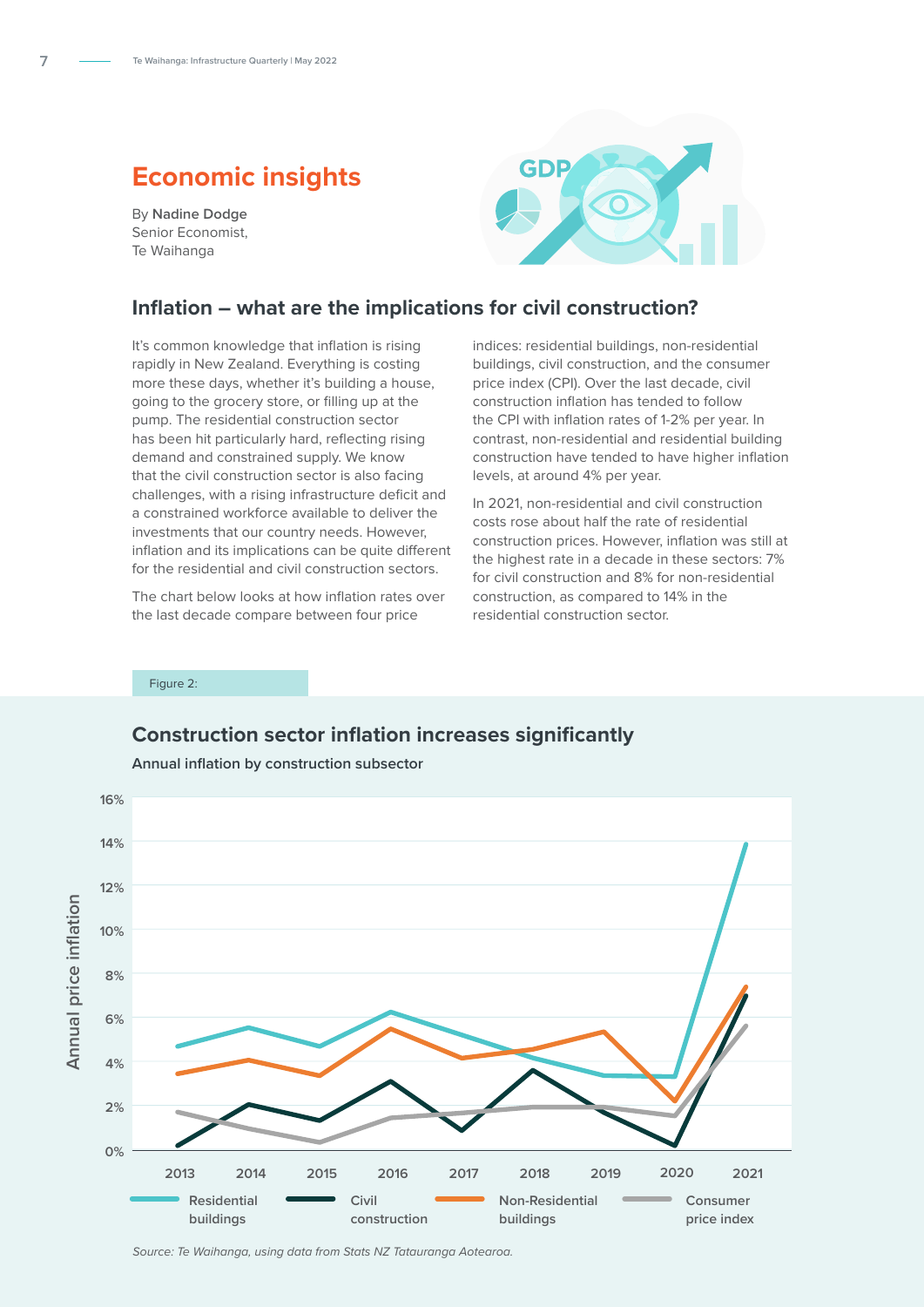## Economic insights

By **Nadine Dodge**
Senior Economist,
Te Waihanga

### Inflation – what are the implications for civil construction?

It's common knowledge that inflation is rising rapidly in New Zealand. Everything is costing more these days, whether it's building a house, going to the grocery store, or filling up at the pump. The residential construction sector has been hit particularly hard, reflecting rising demand and constrained supply. We know that the civil construction sector is also facing challenges, with a rising infrastructure deficit and a constrained workforce available to deliver the investments that our country needs. However, inflation and its implications can be quite different for the residential and civil construction sectors.

The chart below looks at how inflation rates over the last decade compare between four price indices: residential buildings, non-residential buildings, civil construction, and the consumer price index (CPI). Over the last decade, civil construction inflation has tended to follow the CPI with inflation rates of 1-2% per year. In contrast, non-residential and residential building construction have tended to have higher inflation levels, at around 4% per year.

In 2021, non-residential and civil construction costs rose about half the rate of residential construction prices. However, inflation was still at the highest rate in a decade in these sectors: 7% for civil construction and 8% for non-residential construction, as compared to 14% in the residential construction sector.

Figure 2:

**Construction sector inflation increases significantly**

Annual inflation by construction subsector

*Source: Te Waihanga, using data from Stats NZ Tatauranga Aotearoa.*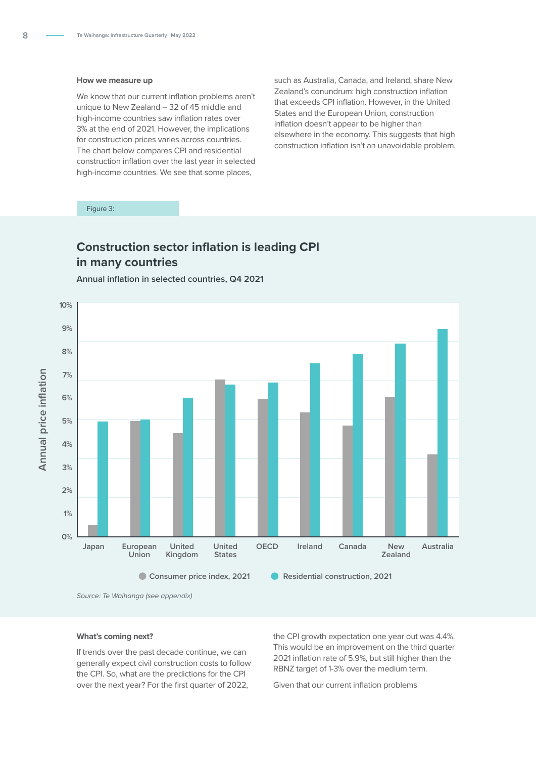### How we measure up

We know that our current inflation problems aren't unique to New Zealand – 32 of 45 middle and high-income countries saw inflation rates over 3% at the end of 2021. However, the implications for construction prices varies across countries. The chart below compares CPI and residential construction inflation over the last year in selected high-income countries. We see that some places, such as Australia, Canada, and Ireland, share New Zealand's conundrum: high construction inflation that exceeds CPI inflation. However, in the United States and the European Union, construction inflation doesn't appear to be higher than elsewhere in the economy. This suggests that high construction inflation isn't an unavoidable problem.

Figure 3:

**Construction sector inflation is leading CPI in many countries**

Annual inflation in selected countries, Q4 2021

Annual price inflation (0%–10%)

Countries: Japan, European Union, United Kingdom, United States, OECD, Ireland, Canada, New Zealand, Australia

Legend: Consumer price index, 2021; Residential construction, 2021

*Source: Te Waihanga (see appendix)*

### What's coming next?

If trends over the past decade continue, we can generally expect civil construction costs to follow the CPI. So, what are the predictions for the CPI over the next year? For the first quarter of 2022, the CPI growth expectation one year out was 4.4%. This would be an improvement on the third quarter 2021 inflation rate of 5.9%, but still higher than the RBNZ target of 1-3% over the medium term.

Given that our current inflation problems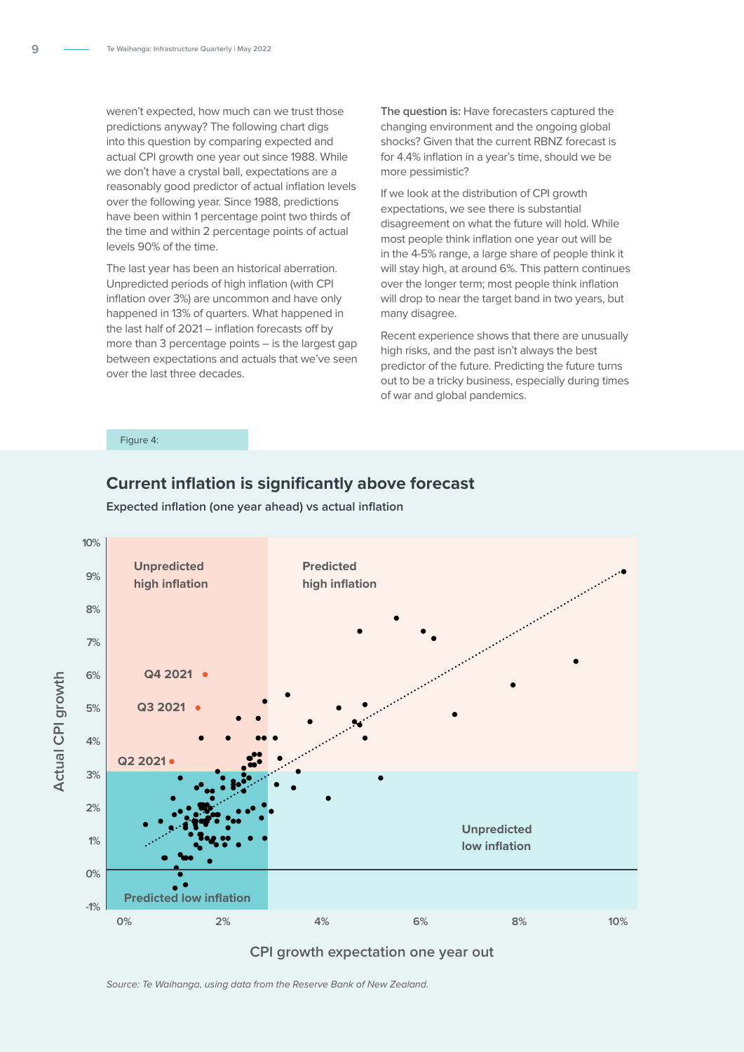weren't expected, how much can we trust those predictions anyway? The following chart digs into this question by comparing expected and actual CPI growth one year out since 1988. While we don't have a crystal ball, expectations are a reasonably good predictor of actual inflation levels over the following year. Since 1988, predictions have been within 1 percentage point two thirds of the time and within 2 percentage points of actual levels 90% of the time.

The last year has been an historical aberration. Unpredicted periods of high inflation (with CPI inflation over 3%) are uncommon and have only happened in 13% of quarters. What happened in the last half of 2021 – inflation forecasts off by more than 3 percentage points – is the largest gap between expectations and actuals that we've seen over the last three decades.

**The question is:** Have forecasters captured the changing environment and the ongoing global shocks? Given that the current RBNZ forecast is for 4.4% inflation in a year's time, should we be more pessimistic?

If we look at the distribution of CPI growth expectations, we see there is substantial disagreement on what the future will hold. While most people think inflation one year out will be in the 4-5% range, a large share of people think it will stay high, at around 6%. This pattern continues over the longer term; most people think inflation will drop to near the target band in two years, but many disagree.

Recent experience shows that there are unusually high risks, and the past isn't always the best predictor of the future. Predicting the future turns out to be a tricky business, especially during times of war and global pandemics.

Figure 4:

## Current inflation is significantly above forecast

**Expected inflation (one year ahead) vs actual inflation**

*Source: Te Waihanga, using data from the Reserve Bank of New Zealand.*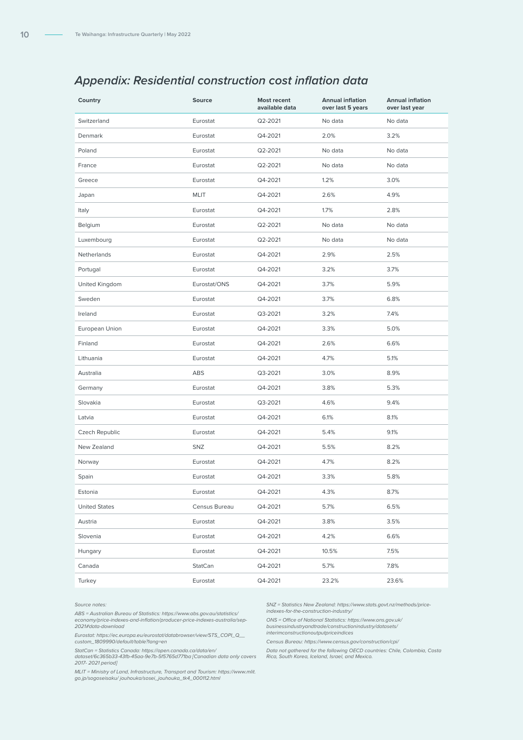## *Appendix: Residential construction cost inflation data*

| Country | Source | Most recent available data | Annual inflation over last 5 years | Annual inflation over last year |
|---|---|---|---|---|
| Switzerland | Eurostat | Q2-2021 | No data | No data |
| Denmark | Eurostat | Q4-2021 | 2.0% | 3.2% |
| Poland | Eurostat | Q2-2021 | No data | No data |
| France | Eurostat | Q2-2021 | No data | No data |
| Greece | Eurostat | Q4-2021 | 1.2% | 3.0% |
| Japan | MLIT | Q4-2021 | 2.6% | 4.9% |
| Italy | Eurostat | Q4-2021 | 1.7% | 2.8% |
| Belgium | Eurostat | Q2-2021 | No data | No data |
| Luxembourg | Eurostat | Q2-2021 | No data | No data |
| Netherlands | Eurostat | Q4-2021 | 2.9% | 2.5% |
| Portugal | Eurostat | Q4-2021 | 3.2% | 3.7% |
| United Kingdom | Eurostat/ONS | Q4-2021 | 3.7% | 5.9% |
| Sweden | Eurostat | Q4-2021 | 3.7% | 6.8% |
| Ireland | Eurostat | Q3-2021 | 3.2% | 7.4% |
| European Union | Eurostat | Q4-2021 | 3.3% | 5.0% |
| Finland | Eurostat | Q4-2021 | 2.6% | 6.6% |
| Lithuania | Eurostat | Q4-2021 | 4.7% | 5.1% |
| Australia | ABS | Q3-2021 | 3.0% | 8.9% |
| Germany | Eurostat | Q4-2021 | 3.8% | 5.3% |
| Slovakia | Eurostat | Q3-2021 | 4.6% | 9.4% |
| Latvia | Eurostat | Q4-2021 | 6.1% | 8.1% |
| Czech Republic | Eurostat | Q4-2021 | 5.4% | 9.1% |
| New Zealand | SNZ | Q4-2021 | 5.5% | 8.2% |
| Norway | Eurostat | Q4-2021 | 4.7% | 8.2% |
| Spain | Eurostat | Q4-2021 | 3.3% | 5.8% |
| Estonia | Eurostat | Q4-2021 | 4.3% | 8.7% |
| United States | Census Bureau | Q4-2021 | 5.7% | 6.5% |
| Austria | Eurostat | Q4-2021 | 3.8% | 3.5% |
| Slovenia | Eurostat | Q4-2021 | 4.2% | 6.6% |
| Hungary | Eurostat | Q4-2021 | 10.5% | 7.5% |
| Canada | StatCan | Q4-2021 | 5.7% | 7.8% |
| Turkey | Eurostat | Q4-2021 | 23.2% | 23.6% |

*Source notes:*

*ABS = Australian Bureau of Statistics: https://www.abs.gov.au/statistics/economy/price-indexes-and-inflation/producer-price-indexes-australia/sep-2021#data-download*

*Eurostat: https://ec.europa.eu/eurostat/databrowser/view/STS_COPI_Q__custom_1809990/default/table?lang=en*

*StatCan = Statistics Canada: https://open.canada.ca/data/en/dataset/6c365b33-43fb-45aa-9e7b-5f5765d771ba [Canadian data only covers 2017- 2021 period]*

*MLIT = Ministry of Land, Infrastructure, Transport and Tourism: https://www.mlit.go.jp/sogoseisaku/ jouhouka/sosei_jouhouka_tk4_000112.html*

*SNZ = Statistics New Zealand: https://www.stats.govt.nz/methods/price-indexes-for-the-construction-industry/*

*ONS = Office of National Statistics: https://www.ons.gov.uk/businessindustryandtrade/constructionindustry/datasets/interimconstructionoutputpriceindices*

*Census Bureau: https://www.census.gov/construction/cpi/*

*Data not gathered for the following OECD countries: Chile, Colombia, Costa Rica, South Korea, Iceland, Israel, and Mexico.*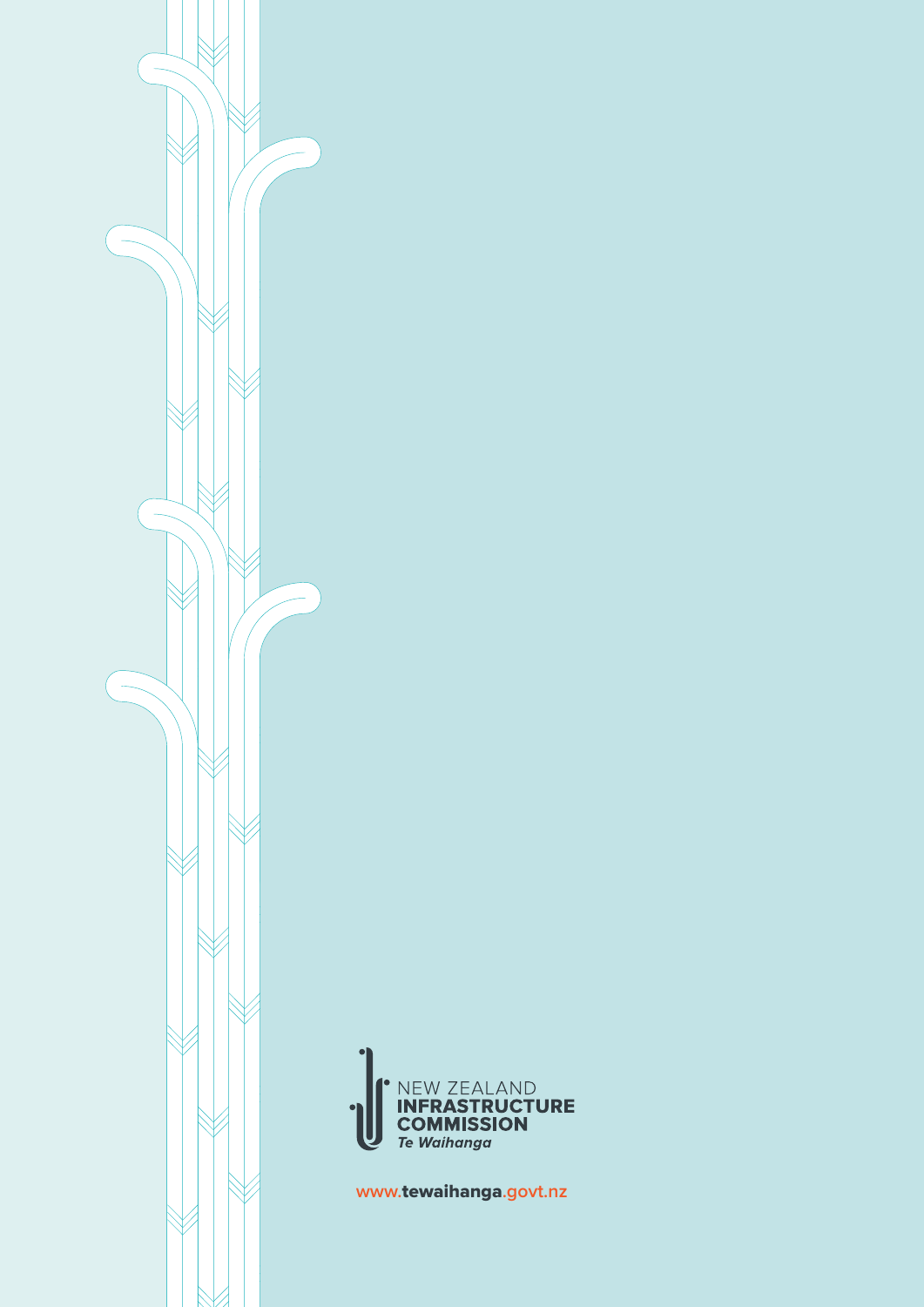NEW ZEALAND
**INFRASTRUCTURE COMMISSION**
*Te Waihanga*

www.**tewaihanga**.govt.nz